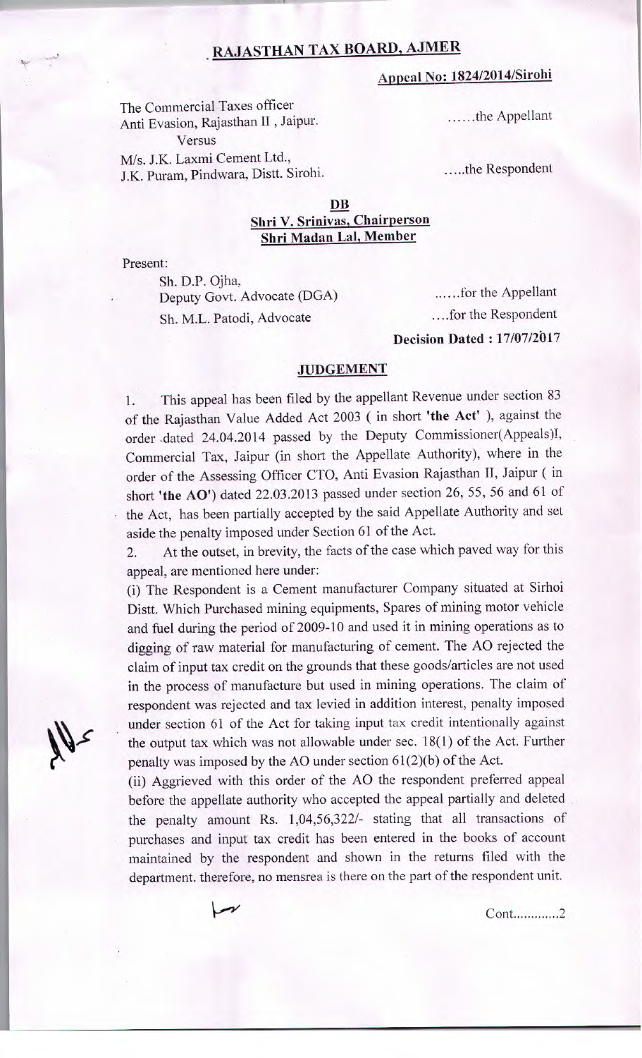# RAJASTHAN TAX BOARD, AJMER

**Appeal No: 1824/2014/Sirohi**

The Commercial Taxes officer
Anti Evasion, Rajasthan II , Jaipur. ......the Appellant

Versus

M/s. J.K. Laxmi Cement Ltd.,
J.K. Puram, Pindwara, Distt. Sirohi. .....the Respondent

**DB**
**Shri V. Srinivas, Chairperson**
**Shri Madan Lal, Member**

Present:

Sh. D.P. Ojha,
Deputy Govt. Advocate (DGA) ......for the Appellant

Sh. M.L. Patodi, Advocate ....for the Respondent

**Decision Dated : 17/07/2017**

## JUDGEMENT

1. This appeal has been filed by the appellant Revenue under section 83 of the Rajasthan Value Added Act 2003 ( in short **'the Act'** ), against the order dated 24.04.2014 passed by the Deputy Commissioner(Appeals)I, Commercial Tax, Jaipur (in short the Appellate Authority), where in the order of the Assessing Officer CTO, Anti Evasion Rajasthan II, Jaipur ( in short **'the AO'**) dated 22.03.2013 passed under section 26, 55, 56 and 61 of the Act, has been partially accepted by the said Appellate Authority and set aside the penalty imposed under Section 61 of the Act.

2. At the outset, in brevity, the facts of the case which paved way for this appeal, are mentioned here under:

(i) The Respondent is a Cement manufacturer Company situated at Sirhoi Distt. Which Purchased mining equipments, Spares of mining motor vehicle and fuel during the period of 2009-10 and used it in mining operations as to digging of raw material for manufacturing of cement. The AO rejected the claim of input tax credit on the grounds that these goods/articles are not used in the process of manufacture but used in mining operations. The claim of respondent was rejected and tax levied in addition interest, penalty imposed under section 61 of the Act for taking input tax credit intentionally against the output tax which was not allowable under sec. 18(1) of the Act. Further penalty was imposed by the AO under section 61(2)(b) of the Act.

(ii) Aggrieved with this order of the AO the respondent preferred appeal before the appellate authority who accepted the appeal partially and deleted the penalty amount Rs. 1,04,56,322/- stating that all transactions of purchases and input tax credit has been entered in the books of account maintained by the respondent and shown in the returns filed with the department. therefore, no mensrea is there on the part of the respondent unit.

Cont............2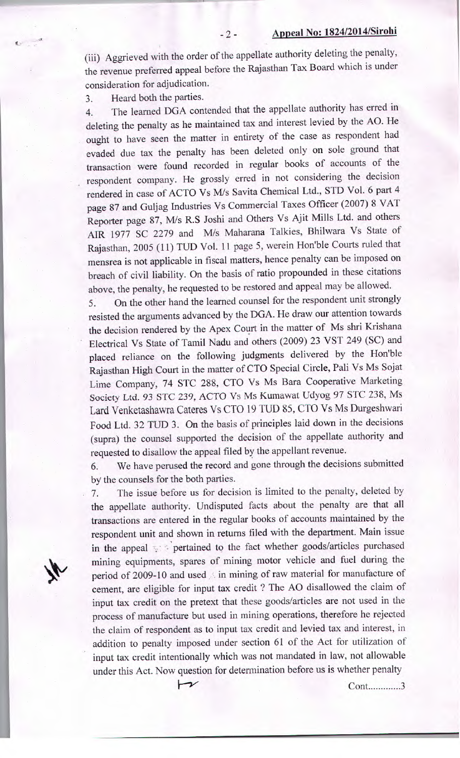(iii) Aggrieved with the order of the appellate authority deleting the penalty, the revenue preferred appeal before the Rajasthan Tax Board which is under consideration for adjudication.

3. Heard both the parties.

4. The learned DGA contended that the appellate authority has erred in deleting the penalty as he maintained tax and interest levied by the AO. He ought to have seen the matter in entirety of the case as respondent had evaded due tax the penalty has been deleted only on sole ground that transaction were found recorded in regular books of accounts of the respondent company. He grossly erred in not considering the decision rendered in case of ACTO Vs M/s Savita Chemical Ltd., STD Vol. 6 part 4 page 87 and Guljag Industries Vs Commercial Taxes Officer (2007) 8 VAT Reporter page 87, M/s R.S Joshi and Others Vs Ajit Mills Ltd. and others AIR 1977 SC 2279 and M/s Maharana Talkies, Bhilwara Vs State of Rajasthan, 2005 (11) TUD Vol. 11 page 5, werein Hon'ble Courts ruled that mensrea is not applicable in fiscal matters, hence penalty can be imposed on breach of civil liability. On the basis of ratio propounded in these citations above, the penalty, he requested to be restored and appeal may be allowed.

5. On the other hand the learned counsel for the respondent unit strongly resisted the arguments advanced by the DGA. He draw our attention towards the decision rendered by the Apex Court in the matter of Ms shri Krishana Electrical Vs State of Tamil Nadu and others (2009) 23 VST 249 (SC) and placed reliance on the following judgments delivered by the Hon'ble Rajasthan High Court in the matter of CTO Special Circle, Pali Vs Ms Sojat Lime Company, 74 STC 288, CTO Vs Ms Bara Cooperative Marketing Society Ltd. 93 STC 239, ACTO Vs Ms Kumawat Udyog 97 STC 238, Ms Lard Venketashawra Cateres Vs CTO 19 TUD 85, CTO Vs Ms Durgeshwari Food Ltd. 32 TUD 3. On the basis of principles laid down in the decisions (supra) the counsel supported the decision of the appellate authority and requested to disallow the appeal filed by the appellant revenue.

6. We have perused the record and gone through the decisions submitted by the counsels for the both parties.

7. The issue before us for decision is limited to the penalty, deleted by the appellate authority. Undisputed facts about the penalty are that all transactions are entered in the regular books of accounts maintained by the respondent unit and shown in returns filed with the department. Main issue in the appeal pertained to the fact whether goods/articles purchased mining equipments, spares of mining motor vehicle and fuel during the period of 2009-10 and used in mining of raw material for manufacture of cement, are eligible for input tax credit ? The AO disallowed the claim of input tax credit on the pretext that these goods/articles are not used in the process of manufacture but used in mining operations, therefore he rejected the claim of respondent as to input tax credit and levied tax and interest, in addition to penalty imposed under section 61 of the Act for utilization of input tax credit intentionally which was not mandated in law, not allowable under this Act. Now question for determination before us is whether penalty

Cont............3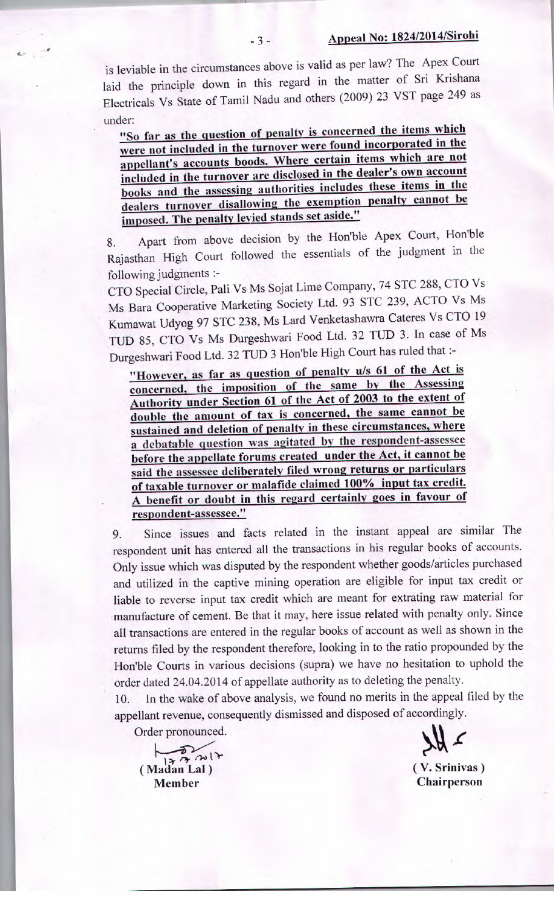is leviable in the circumstances above is valid as per law? The Apex Court laid the principle down in this regard in the matter of Sri Krishana Electricals Vs State of Tamil Nadu and others (2009) 23 VST page 249 as under:

> **"So far as the question of penalty is concerned the items which were not included in the turnover were found incorporated in the appellant's accounts boods. Where certain items which are not included in the turnover are disclosed in the dealer's own account books and the assessing authorities includes these items in the dealers turnover disallowing the exemption penalty cannot be imposed. The penalty levied stands set aside."**

8. Apart from above decision by the Hon'ble Apex Court, Hon'ble Rajasthan High Court followed the essentials of the judgment in the following judgments :-

CTO Special Circle, Pali Vs Ms Sojat Lime Company, 74 STC 288, CTO Vs Ms Bara Cooperative Marketing Society Ltd. 93 STC 239, ACTO Vs Ms Kumawat Udyog 97 STC 238, Ms Lard Venketashawra Cateres Vs CTO 19 TUD 85, CTO Vs Ms Durgeshwari Food Ltd. 32 TUD 3. In case of Ms Durgeshwari Food Ltd. 32 TUD 3 Hon'ble High Court has ruled that :-

> **"However, as far as question of penalty u/s 61 of the Act is concerned, the imposition of the same by the Assessing Authority under Section 61 of the Act of 2003 to the extent of double the amount of tax is concerned, the same cannot be sustained and deletion of penalty in these circumstances, where a debatable question was agitated by the respondent-assessee before the appellate forums created under the Act, it cannot be said the assessee deliberately filed wrong returns or particulars of taxable turnover or malafide claimed 100% input tax credit. A benefit or doubt in this regard certainly goes in favour of respondent-assessee."**

9. Since issues and facts related in the instant appeal are similar The respondent unit has entered all the transactions in his regular books of accounts. Only issue which was disputed by the respondent whether goods/articles purchased and utilized in the captive mining operation are eligible for input tax credit or liable to reverse input tax credit which are meant for extrating raw material for manufacture of cement. Be that it may, here issue related with penalty only. Since all transactions are entered in the regular books of account as well as shown in the returns filed by the respondent therefore, looking in to the ratio propounded by the Hon'ble Courts in various decisions (supra) we have no hesitation to uphold the order dated 24.04.2014 of appellate authority as to deleting the penalty.

10. In the wake of above analysis, we found no merits in the appeal filed by the appellant revenue, consequently dismissed and disposed of accordingly.

Order pronounced.

| | |
|---|---|
| **( Madan Lal )** | **( V. Srinivas )** |
| **Member** | **Chairperson** |